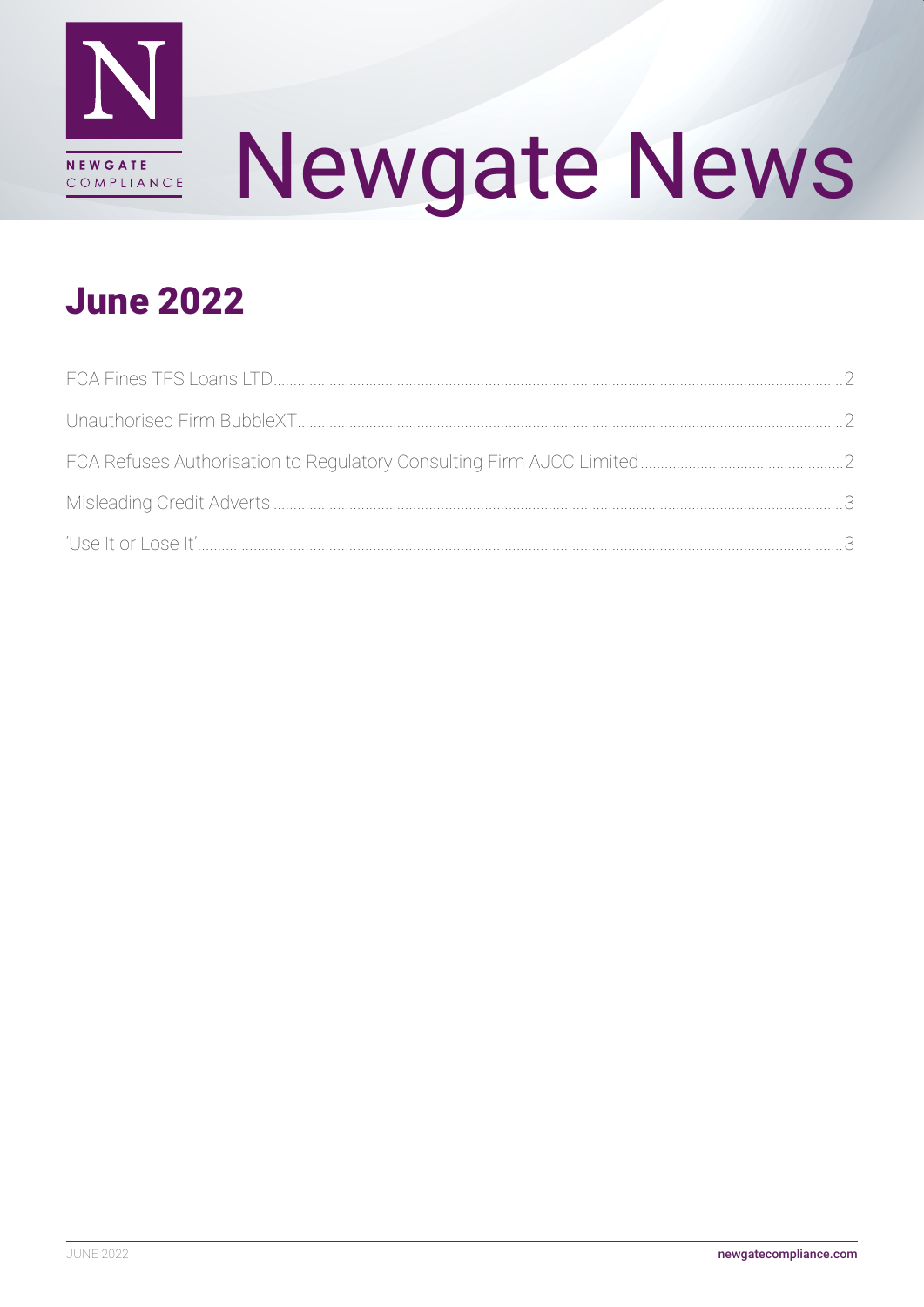# Newgate News

NEWGATE COMPLIANCE

## June 2022

FCA Fines TFS Loans LTD ..... 2

Unauthorised Firm BubbleXT ..... 2

FCA Refuses Authorisation to Regulatory Consulting Firm AJCC Limited ..... 2

Misleading Credit Adverts ..... 3

'Use It or Lose It' ..... 3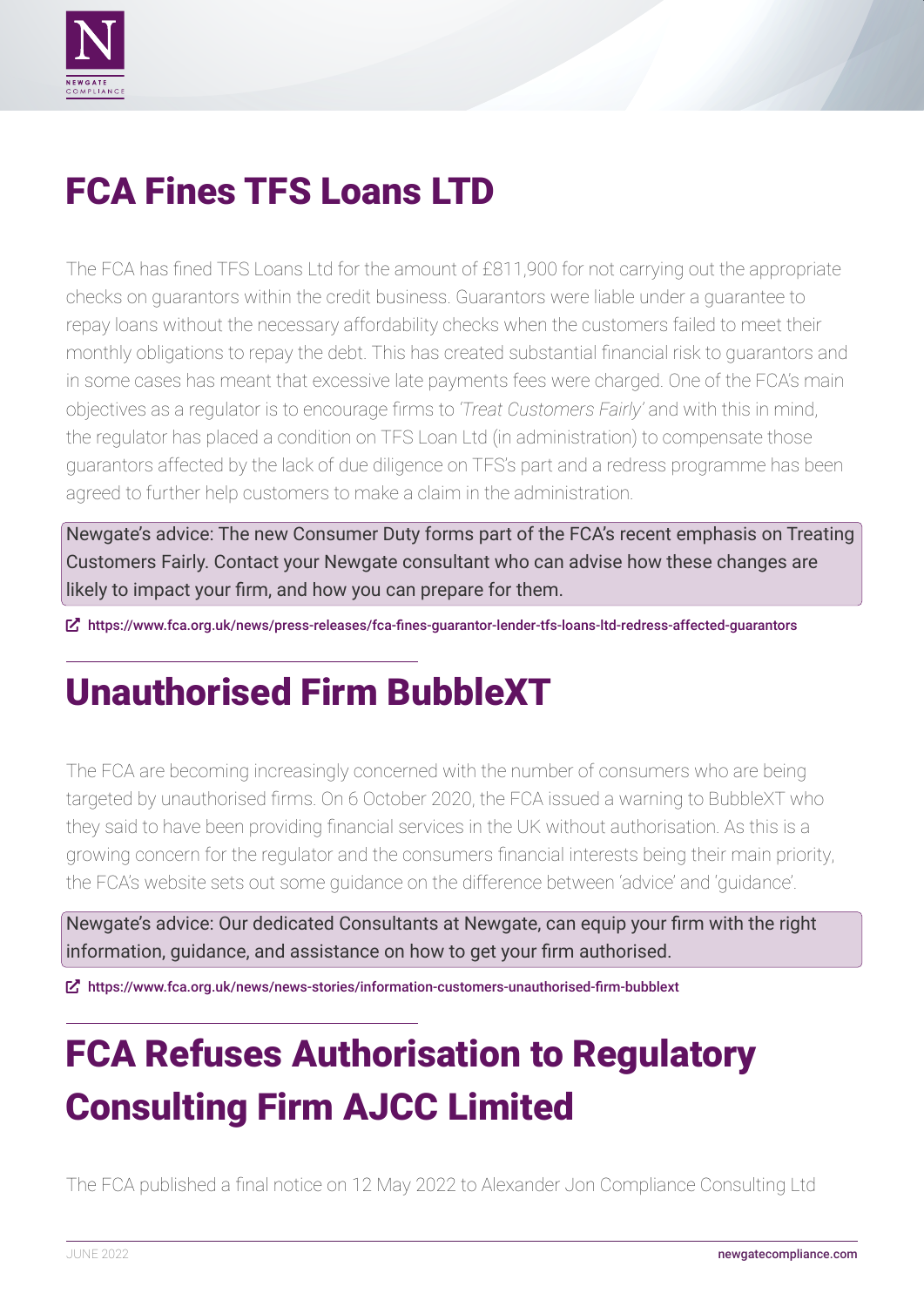# FCA Fines TFS Loans LTD

The FCA has fined TFS Loans Ltd for the amount of £811,900 for not carrying out the appropriate checks on guarantors within the credit business. Guarantors were liable under a guarantee to repay loans without the necessary affordability checks when the customers failed to meet their monthly obligations to repay the debt. This has created substantial financial risk to guarantors and in some cases has meant that excessive late payments fees were charged. One of the FCA's main objectives as a regulator is to encourage firms to *'Treat Customers Fairly'* and with this in mind, the regulator has placed a condition on TFS Loan Ltd (in administration) to compensate those guarantors affected by the lack of due diligence on TFS's part and a redress programme has been agreed to further help customers to make a claim in the administration.

> Newgate's advice: The new Consumer Duty forms part of the FCA's recent emphasis on Treating Customers Fairly. Contact your Newgate consultant who can advise how these changes are likely to impact your firm, and how you can prepare for them.

https://www.fca.org.uk/news/press-releases/fca-fines-guarantor-lender-tfs-loans-ltd-redress-affected-guarantors

# Unauthorised Firm BubbleXT

The FCA are becoming increasingly concerned with the number of consumers who are being targeted by unauthorised firms. On 6 October 2020, the FCA issued a warning to BubbleXT who they said to have been providing financial services in the UK without authorisation. As this is a growing concern for the regulator and the consumers financial interests being their main priority, the FCA's website sets out some guidance on the difference between 'advice' and 'guidance'.

> Newgate's advice: Our dedicated Consultants at Newgate, can equip your firm with the right information, guidance, and assistance on how to get your firm authorised.

https://www.fca.org.uk/news/news-stories/information-customers-unauthorised-firm-bubblext

# FCA Refuses Authorisation to Regulatory Consulting Firm AJCC Limited

The FCA published a final notice on 12 May 2022 to Alexander Jon Compliance Consulting Ltd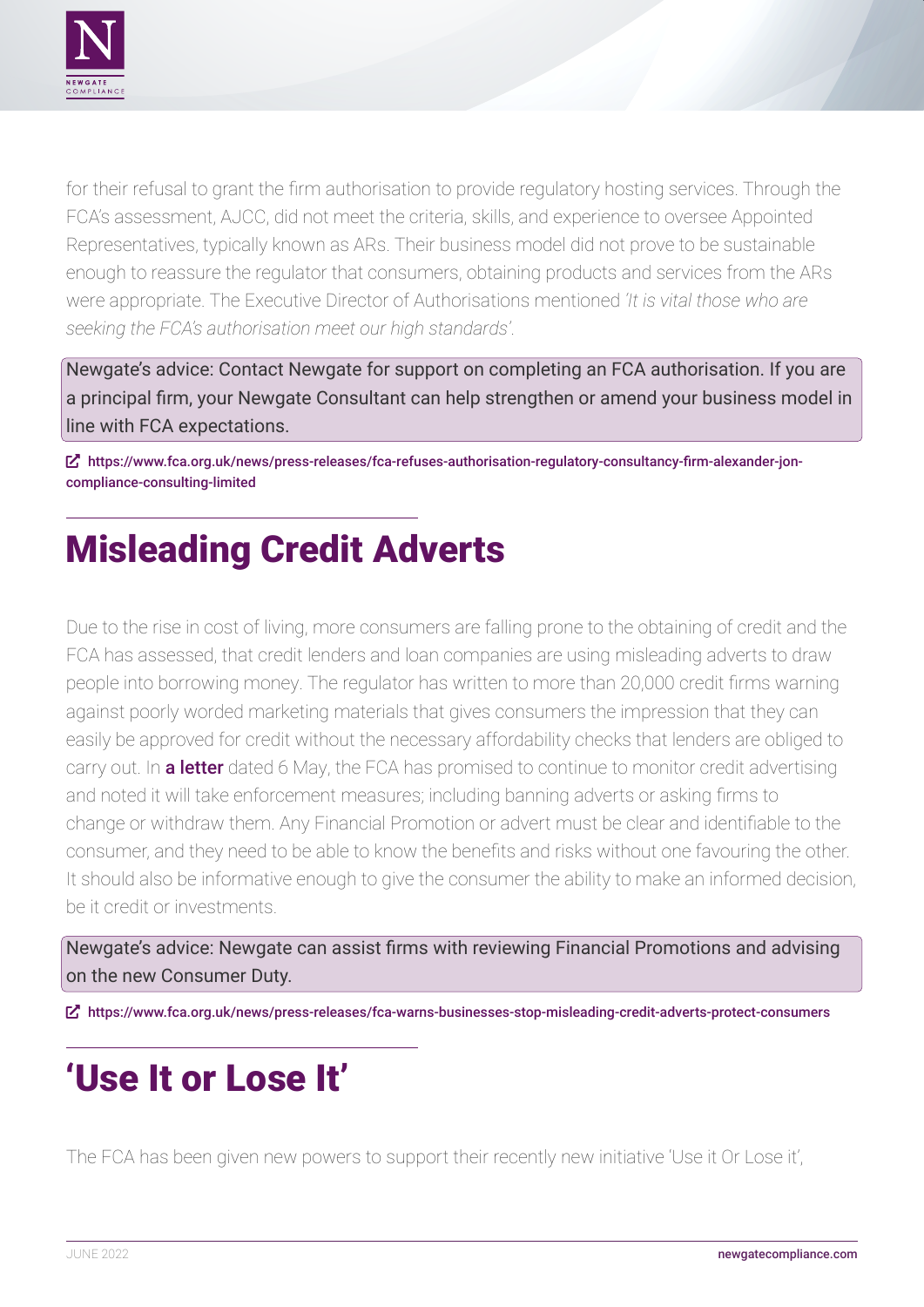for their refusal to grant the firm authorisation to provide regulatory hosting services. Through the FCA's assessment, AJCC, did not meet the criteria, skills, and experience to oversee Appointed Representatives, typically known as ARs. Their business model did not prove to be sustainable enough to reassure the regulator that consumers, obtaining products and services from the ARs were appropriate. The Executive Director of Authorisations mentioned *'It is vital those who are seeking the FCA's authorisation meet our high standards'*.

Newgate's advice: Contact Newgate for support on completing an FCA authorisation. If you are a principal firm, your Newgate Consultant can help strengthen or amend your business model in line with FCA expectations.

https://www.fca.org.uk/news/press-releases/fca-refuses-authorisation-regulatory-consultancy-firm-alexander-jon-compliance-consulting-limited

## Misleading Credit Adverts

Due to the rise in cost of living, more consumers are falling prone to the obtaining of credit and the FCA has assessed, that credit lenders and loan companies are using misleading adverts to draw people into borrowing money. The regulator has written to more than 20,000 credit firms warning against poorly worded marketing materials that gives consumers the impression that they can easily be approved for credit without the necessary affordability checks that lenders are obliged to carry out. In **a letter** dated 6 May, the FCA has promised to continue to monitor credit advertising and noted it will take enforcement measures; including banning adverts or asking firms to change or withdraw them. Any Financial Promotion or advert must be clear and identifiable to the consumer, and they need to be able to know the benefits and risks without one favouring the other. It should also be informative enough to give the consumer the ability to make an informed decision, be it credit or investments.

Newgate's advice: Newgate can assist firms with reviewing Financial Promotions and advising on the new Consumer Duty.

https://www.fca.org.uk/news/press-releases/fca-warns-businesses-stop-misleading-credit-adverts-protect-consumers

## 'Use It or Lose It'

The FCA has been given new powers to support their recently new initiative 'Use it Or Lose it',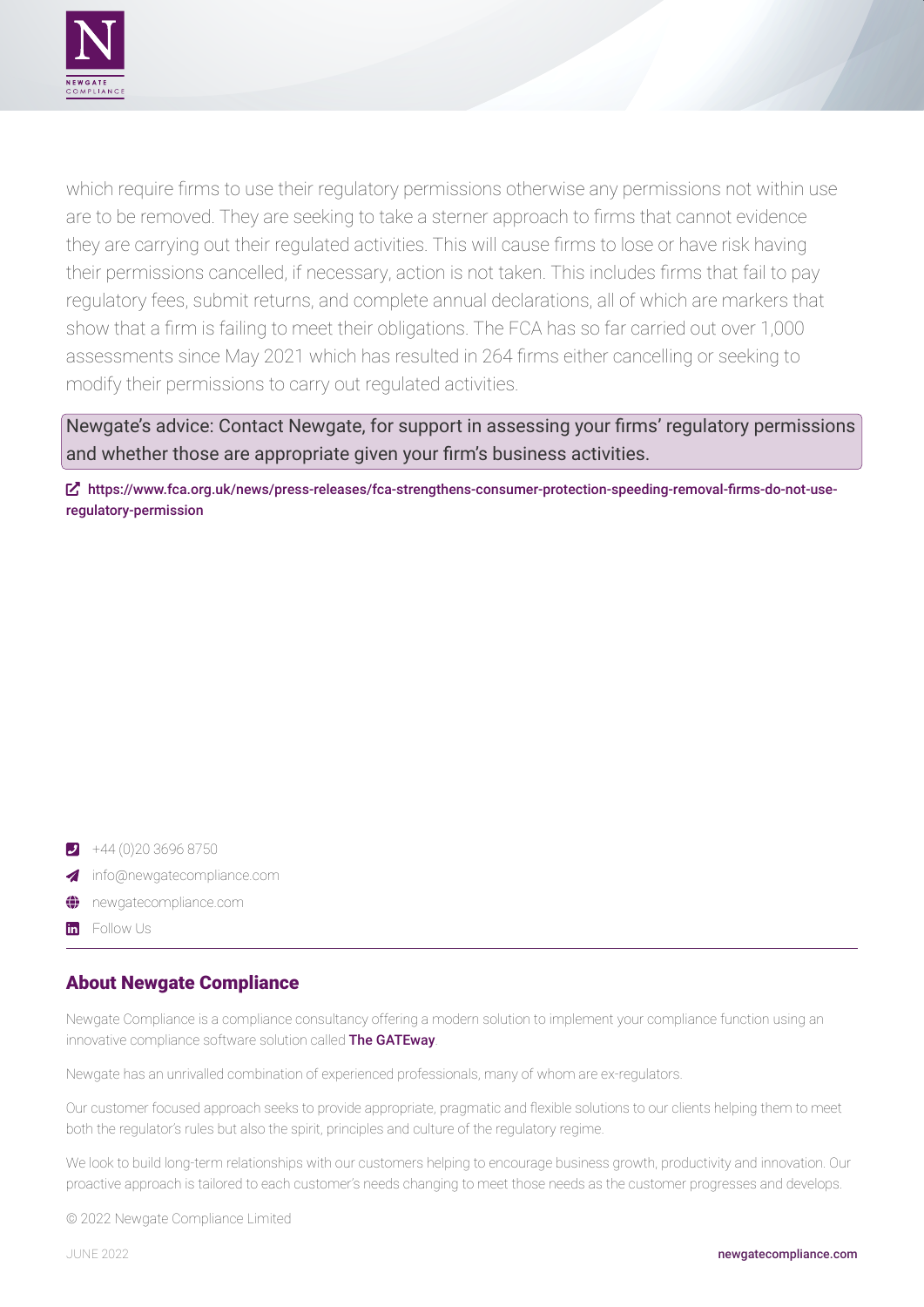which require firms to use their regulatory permissions otherwise any permissions not within use are to be removed. They are seeking to take a sterner approach to firms that cannot evidence they are carrying out their regulated activities. This will cause firms to lose or have risk having their permissions cancelled, if necessary, action is not taken. This includes firms that fail to pay regulatory fees, submit returns, and complete annual declarations, all of which are markers that show that a firm is failing to meet their obligations. The FCA has so far carried out over 1,000 assessments since May 2021 which has resulted in 264 firms either cancelling or seeking to modify their permissions to carry out regulated activities.

> Newgate's advice: Contact Newgate, for support in assessing your firms' regulatory permissions and whether those are appropriate given your firm's business activities.

https://www.fca.org.uk/news/press-releases/fca-strengthens-consumer-protection-speeding-removal-firms-do-not-use-regulatory-permission

- +44 (0)20 3696 8750
- info@newgatecompliance.com
- newgatecompliance.com
- Follow Us

## About Newgate Compliance

Newgate Compliance is a compliance consultancy offering a modern solution to implement your compliance function using an innovative compliance software solution called **The GATEway**.

Newgate has an unrivalled combination of experienced professionals, many of whom are ex-regulators.

Our customer focused approach seeks to provide appropriate, pragmatic and flexible solutions to our clients helping them to meet both the regulator's rules but also the spirit, principles and culture of the regulatory regime.

We look to build long-term relationships with our customers helping to encourage business growth, productivity and innovation. Our proactive approach is tailored to each customer's needs changing to meet those needs as the customer progresses and develops.

© 2022 Newgate Compliance Limited